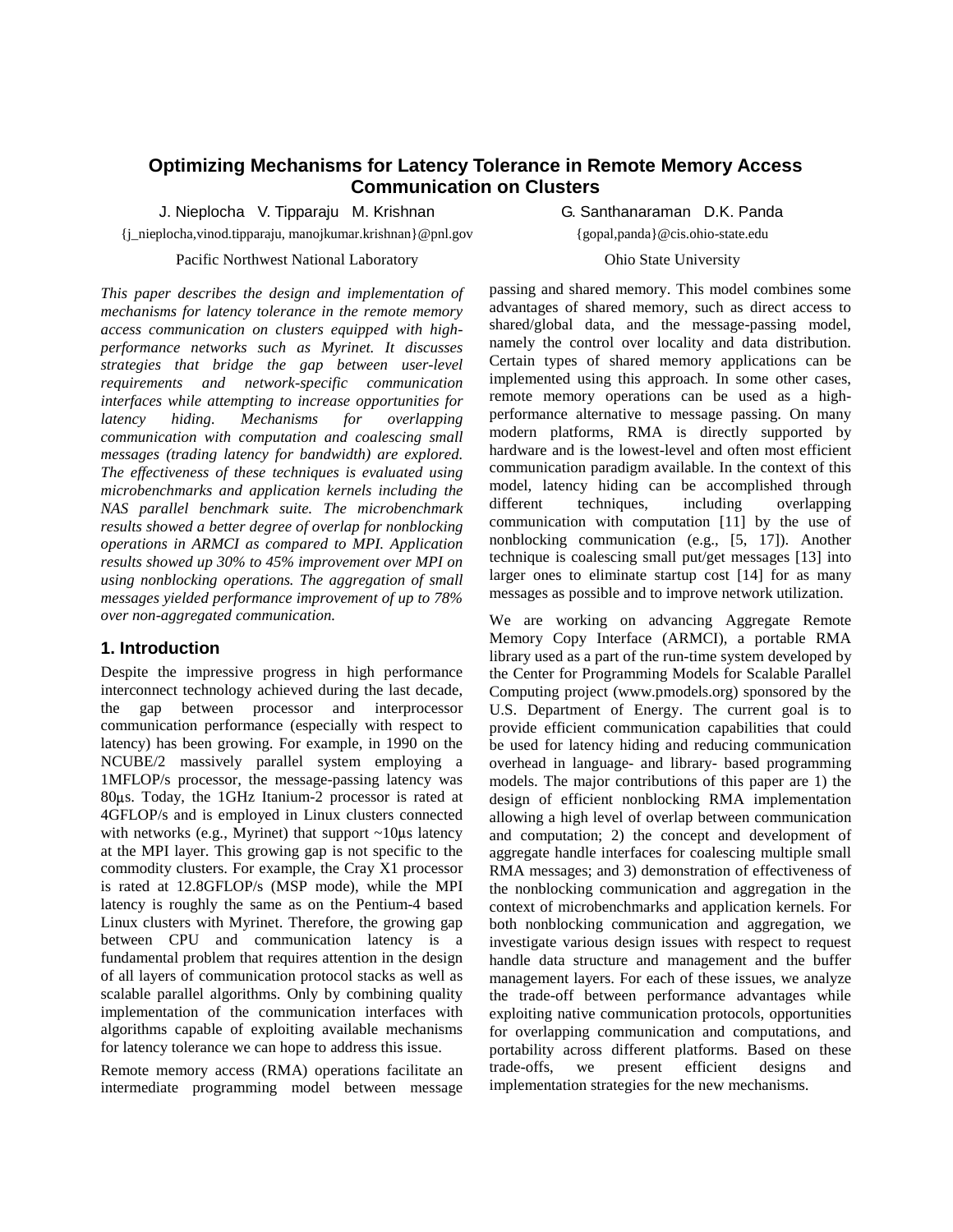# Optimizing Mechanisms for Latency Tolerance in Remote Memory Access Communication on Clusters

J. Nieplocha V. Tipparaju M. Krishnan

{j_nieplocha,vinod.tipparaju, manojkumar.krishnan}@pnl.gov

Pacific Northwest National Laboratory

G. Santhanaraman D.K. Panda

{gopal,panda}@cis.ohio-state.edu

Ohio State University

*This paper describes the design and implementation of mechanisms for latency tolerance in the remote memory access communication on clusters equipped with high-performance networks such as Myrinet. It discusses strategies that bridge the gap between user-level requirements and network-specific communication interfaces while attempting to increase opportunities for latency hiding. Mechanisms for overlapping communication with computation and coalescing small messages (trading latency for bandwidth) are explored. The effectiveness of these techniques is evaluated using microbenchmarks and application kernels including the NAS parallel benchmark suite. The microbenchmark results showed a better degree of overlap for nonblocking operations in ARMCI as compared to MPI. Application results showed up 30% to 45% improvement over MPI on using nonblocking operations. The aggregation of small messages yielded performance improvement of up to 78% over non-aggregated communication.*

## 1. Introduction

Despite the impressive progress in high performance interconnect technology achieved during the last decade, the gap between processor and interprocessor communication performance (especially with respect to latency) has been growing. For example, in 1990 on the NCUBE/2 massively parallel system employing a 1MFLOP/s processor, the message-passing latency was 80μs. Today, the 1GHz Itanium-2 processor is rated at 4GFLOP/s and is employed in Linux clusters connected with networks (e.g., Myrinet) that support ~10μs latency at the MPI layer. This growing gap is not specific to the commodity clusters. For example, the Cray X1 processor is rated at 12.8GFLOP/s (MSP mode), while the MPI latency is roughly the same as on the Pentium-4 based Linux clusters with Myrinet. Therefore, the growing gap between CPU and communication latency is a fundamental problem that requires attention in the design of all layers of communication protocol stacks as well as scalable parallel algorithms. Only by combining quality implementation of the communication interfaces with algorithms capable of exploiting available mechanisms for latency tolerance we can hope to address this issue.

Remote memory access (RMA) operations facilitate an intermediate programming model between message passing and shared memory. This model combines some advantages of shared memory, such as direct access to shared/global data, and the message-passing model, namely the control over locality and data distribution. Certain types of shared memory applications can be implemented using this approach. In some other cases, remote memory operations can be used as a high-performance alternative to message passing. On many modern platforms, RMA is directly supported by hardware and is the lowest-level and often most efficient communication paradigm available. In the context of this model, latency hiding can be accomplished through different techniques, including overlapping communication with computation [11] by the use of nonblocking communication (e.g., [5, 17]). Another technique is coalescing small put/get messages [13] into larger ones to eliminate startup cost [14] for as many messages as possible and to improve network utilization.

We are working on advancing Aggregate Remote Memory Copy Interface (ARMCI), a portable RMA library used as a part of the run-time system developed by the Center for Programming Models for Scalable Parallel Computing project (www.pmodels.org) sponsored by the U.S. Department of Energy. The current goal is to provide efficient communication capabilities that could be used for latency hiding and reducing communication overhead in language- and library- based programming models. The major contributions of this paper are 1) the design of efficient nonblocking RMA implementation allowing a high level of overlap between communication and computation; 2) the concept and development of aggregate handle interfaces for coalescing multiple small RMA messages; and 3) demonstration of effectiveness of the nonblocking communication and aggregation in the context of microbenchmarks and application kernels. For both nonblocking communication and aggregation, we investigate various design issues with respect to request handle data structure and management and the buffer management layers. For each of these issues, we analyze the trade-off between performance advantages while exploiting native communication protocols, opportunities for overlapping communication and computations, and portability across different platforms. Based on these trade-offs, we present efficient designs and implementation strategies for the new mechanisms.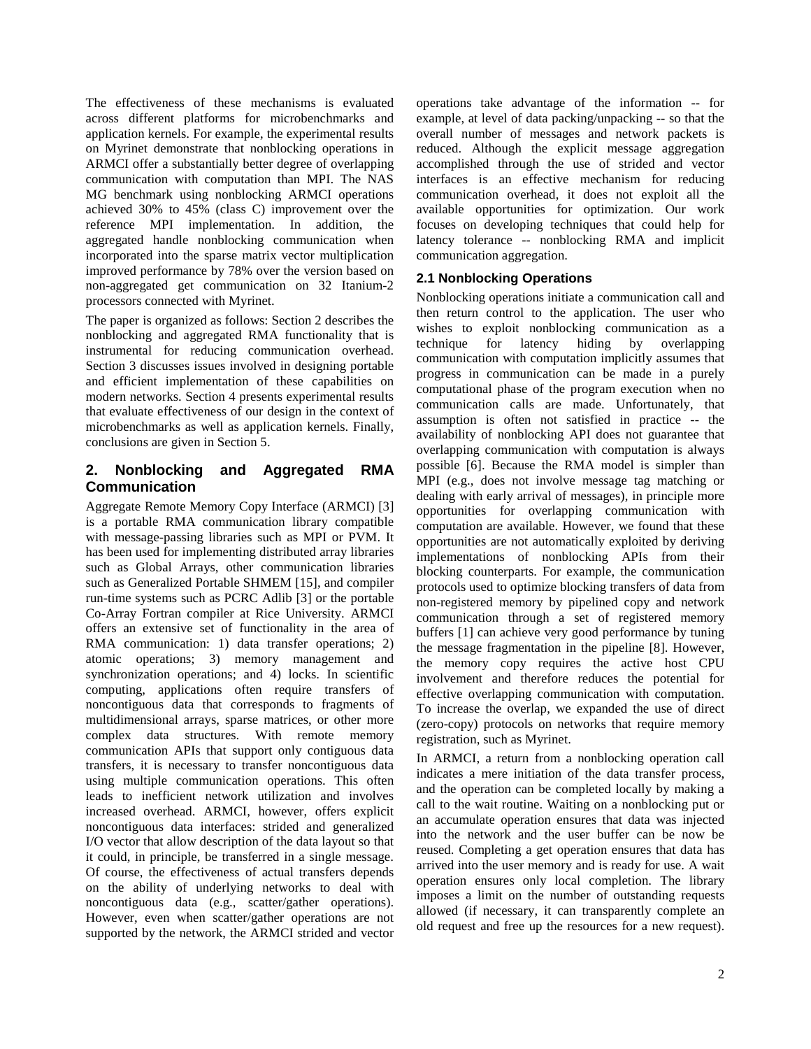The effectiveness of these mechanisms is evaluated across different platforms for microbenchmarks and application kernels. For example, the experimental results on Myrinet demonstrate that nonblocking operations in ARMCI offer a substantially better degree of overlapping communication with computation than MPI. The NAS MG benchmark using nonblocking ARMCI operations achieved 30% to 45% (class C) improvement over the reference MPI implementation. In addition, the aggregated handle nonblocking communication when incorporated into the sparse matrix vector multiplication improved performance by 78% over the version based on non-aggregated get communication on 32 Itanium-2 processors connected with Myrinet.

The paper is organized as follows: Section 2 describes the nonblocking and aggregated RMA functionality that is instrumental for reducing communication overhead. Section 3 discusses issues involved in designing portable and efficient implementation of these capabilities on modern networks. Section 4 presents experimental results that evaluate effectiveness of our design in the context of microbenchmarks as well as application kernels. Finally, conclusions are given in Section 5.

## 2. Nonblocking and Aggregated RMA Communication

Aggregate Remote Memory Copy Interface (ARMCI) [3] is a portable RMA communication library compatible with message-passing libraries such as MPI or PVM. It has been used for implementing distributed array libraries such as Global Arrays, other communication libraries such as Generalized Portable SHMEM [15], and compiler run-time systems such as PCRC Adlib [3] or the portable Co-Array Fortran compiler at Rice University. ARMCI offers an extensive set of functionality in the area of RMA communication: 1) data transfer operations; 2) atomic operations; 3) memory management and synchronization operations; and 4) locks. In scientific computing, applications often require transfers of noncontiguous data that corresponds to fragments of multidimensional arrays, sparse matrices, or other more complex data structures. With remote memory communication APIs that support only contiguous data transfers, it is necessary to transfer noncontiguous data using multiple communication operations. This often leads to inefficient network utilization and involves increased overhead. ARMCI, however, offers explicit noncontiguous data interfaces: strided and generalized I/O vector that allow description of the data layout so that it could, in principle, be transferred in a single message. Of course, the effectiveness of actual transfers depends on the ability of underlying networks to deal with noncontiguous data (e.g., scatter/gather operations). However, even when scatter/gather operations are not supported by the network, the ARMCI strided and vector operations take advantage of the information -- for example, at level of data packing/unpacking -- so that the overall number of messages and network packets is reduced. Although the explicit message aggregation accomplished through the use of strided and vector interfaces is an effective mechanism for reducing communication overhead, it does not exploit all the available opportunities for optimization. Our work focuses on developing techniques that could help for latency tolerance -- nonblocking RMA and implicit communication aggregation.

### 2.1 Nonblocking Operations

Nonblocking operations initiate a communication call and then return control to the application. The user who wishes to exploit nonblocking communication as a technique for latency hiding by overlapping communication with computation implicitly assumes that progress in communication can be made in a purely computational phase of the program execution when no communication calls are made. Unfortunately, that assumption is often not satisfied in practice -- the availability of nonblocking API does not guarantee that overlapping communication with computation is always possible [6]. Because the RMA model is simpler than MPI (e.g., does not involve message tag matching or dealing with early arrival of messages), in principle more opportunities for overlapping communication with computation are available. However, we found that these opportunities are not automatically exploited by deriving implementations of nonblocking APIs from their blocking counterparts. For example, the communication protocols used to optimize blocking transfers of data from non-registered memory by pipelined copy and network communication through a set of registered memory buffers [1] can achieve very good performance by tuning the message fragmentation in the pipeline [8]. However, the memory copy requires the active host CPU involvement and therefore reduces the potential for effective overlapping communication with computation. To increase the overlap, we expanded the use of direct (zero-copy) protocols on networks that require memory registration, such as Myrinet.

In ARMCI, a return from a nonblocking operation call indicates a mere initiation of the data transfer process, and the operation can be completed locally by making a call to the wait routine. Waiting on a nonblocking put or an accumulate operation ensures that data was injected into the network and the user buffer can be now be reused. Completing a get operation ensures that data has arrived into the user memory and is ready for use. A wait operation ensures only local completion. The library imposes a limit on the number of outstanding requests allowed (if necessary, it can transparently complete an old request and free up the resources for a new request).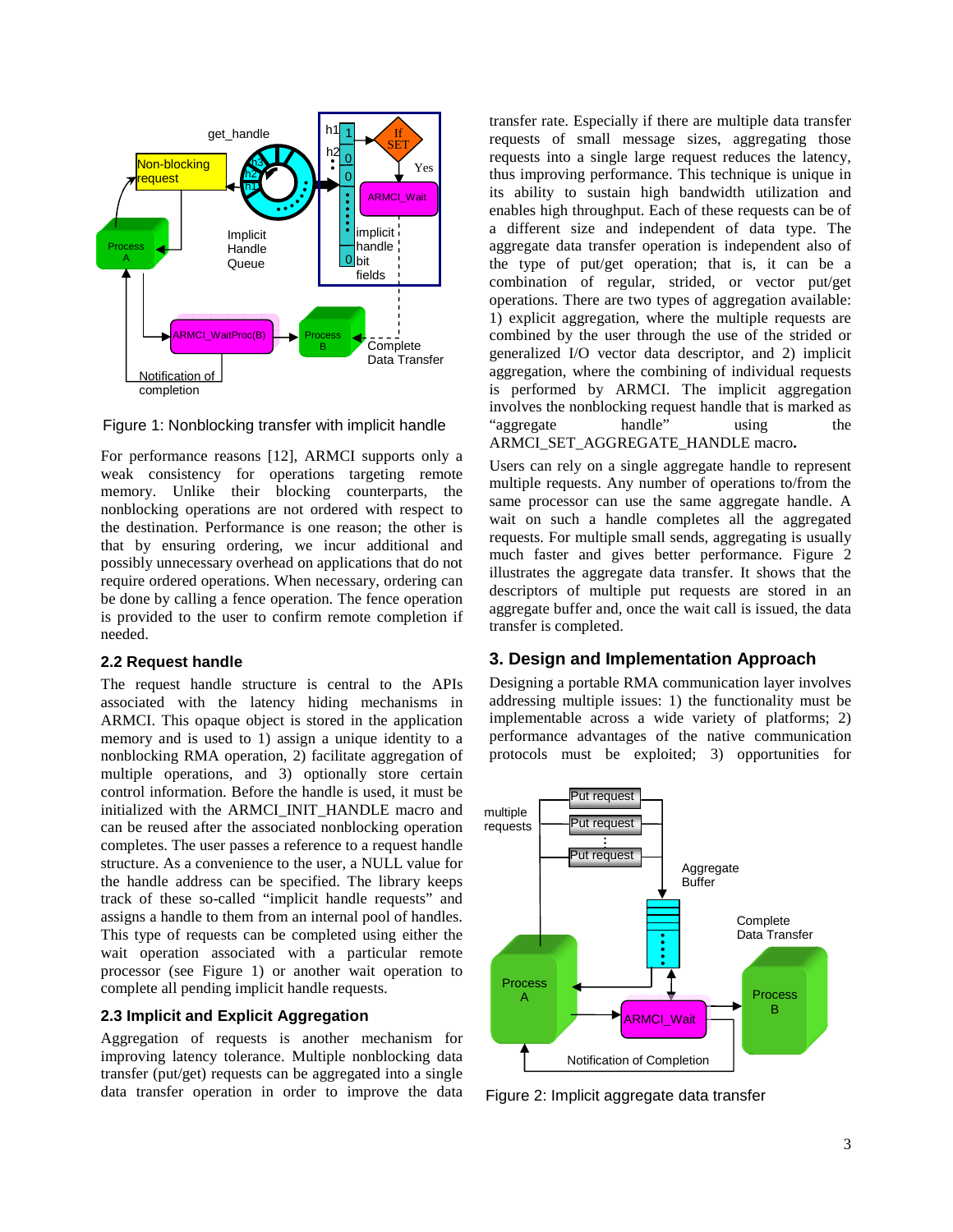Figure 1: Nonblocking transfer with implicit handle

For performance reasons [12], ARMCI supports only a weak consistency for operations targeting remote memory. Unlike their blocking counterparts, the nonblocking operations are not ordered with respect to the destination. Performance is one reason; the other is that by ensuring ordering, we incur additional and possibly unnecessary overhead on applications that do not require ordered operations. When necessary, ordering can be done by calling a fence operation. The fence operation is provided to the user to confirm remote completion if needed.

### 2.2 Request handle

The request handle structure is central to the APIs associated with the latency hiding mechanisms in ARMCI. This opaque object is stored in the application memory and is used to 1) assign a unique identity to a nonblocking RMA operation, 2) facilitate aggregation of multiple operations, and 3) optionally store certain control information. Before the handle is used, it must be initialized with the ARMCI_INIT_HANDLE macro and can be reused after the associated nonblocking operation completes. The user passes a reference to a request handle structure. As a convenience to the user, a NULL value for the handle address can be specified. The library keeps track of these so-called "implicit handle requests" and assigns a handle to them from an internal pool of handles. This type of requests can be completed using either the wait operation associated with a particular remote processor (see Figure 1) or another wait operation to complete all pending implicit handle requests.

### 2.3 Implicit and Explicit Aggregation

Aggregation of requests is another mechanism for improving latency tolerance. Multiple nonblocking data transfer (put/get) requests can be aggregated into a single data transfer operation in order to improve the data transfer rate. Especially if there are multiple data transfer requests of small message sizes, aggregating those requests into a single large request reduces the latency, thus improving performance. This technique is unique in its ability to sustain high bandwidth utilization and enables high throughput. Each of these requests can be of a different size and independent of data type. The aggregate data transfer operation is independent also of the type of put/get operation; that is, it can be a combination of regular, strided, or vector put/get operations. There are two types of aggregation available: 1) explicit aggregation, where the multiple requests are combined by the user through the use of the strided or generalized I/O vector data descriptor, and 2) implicit aggregation, where the combining of individual requests is performed by ARMCI. The implicit aggregation involves the nonblocking request handle that is marked as "aggregate handle" using the ARMCI_SET_AGGREGATE_HANDLE macro**.**

Users can rely on a single aggregate handle to represent multiple requests. Any number of operations to/from the same processor can use the same aggregate handle. A wait on such a handle completes all the aggregated requests. For multiple small sends, aggregating is usually much faster and gives better performance. Figure 2 illustrates the aggregate data transfer. It shows that the descriptors of multiple put requests are stored in an aggregate buffer and, once the wait call is issued, the data transfer is completed.

## 3. Design and Implementation Approach

Designing a portable RMA communication layer involves addressing multiple issues: 1) the functionality must be implementable across a wide variety of platforms; 2) performance advantages of the native communication protocols must be exploited; 3) opportunities for

Figure 2: Implicit aggregate data transfer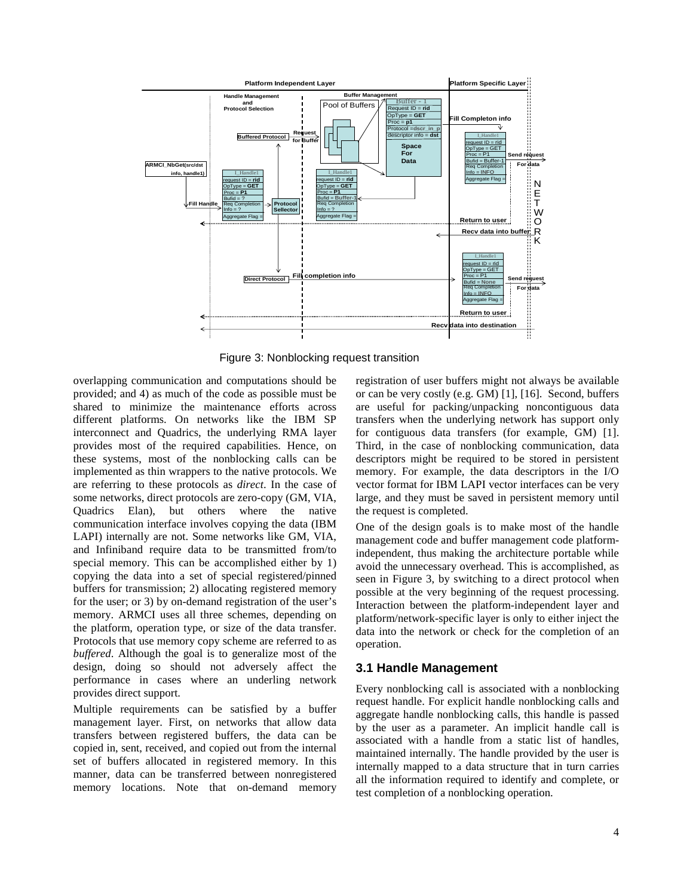Figure 3: Nonblocking request transition

overlapping communication and computations should be provided; and 4) as much of the code as possible must be shared to minimize the maintenance efforts across different platforms. On networks like the IBM SP interconnect and Quadrics, the underlying RMA layer provides most of the required capabilities. Hence, on these systems, most of the nonblocking calls can be implemented as thin wrappers to the native protocols. We are referring to these protocols as *direct*. In the case of some networks, direct protocols are zero-copy (GM, VIA, Quadrics Elan), but others where the native communication interface involves copying the data (IBM LAPI) internally are not. Some networks like GM, VIA, and Infiniband require data to be transmitted from/to special memory. This can be accomplished either by 1) copying the data into a set of special registered/pinned buffers for transmission; 2) allocating registered memory for the user; or 3) by on-demand registration of the user's memory. ARMCI uses all three schemes, depending on the platform, operation type, or size of the data transfer. Protocols that use memory copy scheme are referred to as *buffered*. Although the goal is to generalize most of the design, doing so should not adversely affect the performance in cases where an underling network provides direct support.

Multiple requirements can be satisfied by a buffer management layer. First, on networks that allow data transfers between registered buffers, the data can be copied in, sent, received, and copied out from the internal set of buffers allocated in registered memory. In this manner, data can be transferred between nonregistered memory locations. Note that on-demand memory registration of user buffers might not always be available or can be very costly (e.g. GM) [1], [16]. Second, buffers are useful for packing/unpacking noncontiguous data transfers when the underlying network has support only for contiguous data transfers (for example, GM) [1]. Third, in the case of nonblocking communication, data descriptors might be required to be stored in persistent memory. For example, the data descriptors in the I/O vector format for IBM LAPI vector interfaces can be very large, and they must be saved in persistent memory until the request is completed.

One of the design goals is to make most of the handle management code and buffer management code platform-independent, thus making the architecture portable while avoid the unnecessary overhead. This is accomplished, as seen in Figure 3, by switching to a direct protocol when possible at the very beginning of the request processing. Interaction between the platform-independent layer and platform/network-specific layer is only to either inject the data into the network or check for the completion of an operation.

### 3.1 Handle Management

Every nonblocking call is associated with a nonblocking request handle. For explicit handle nonblocking calls and aggregate handle nonblocking calls, this handle is passed by the user as a parameter. An implicit handle call is associated with a handle from a static list of handles, maintained internally. The handle provided by the user is internally mapped to a data structure that in turn carries all the information required to identify and complete, or test completion of a nonblocking operation.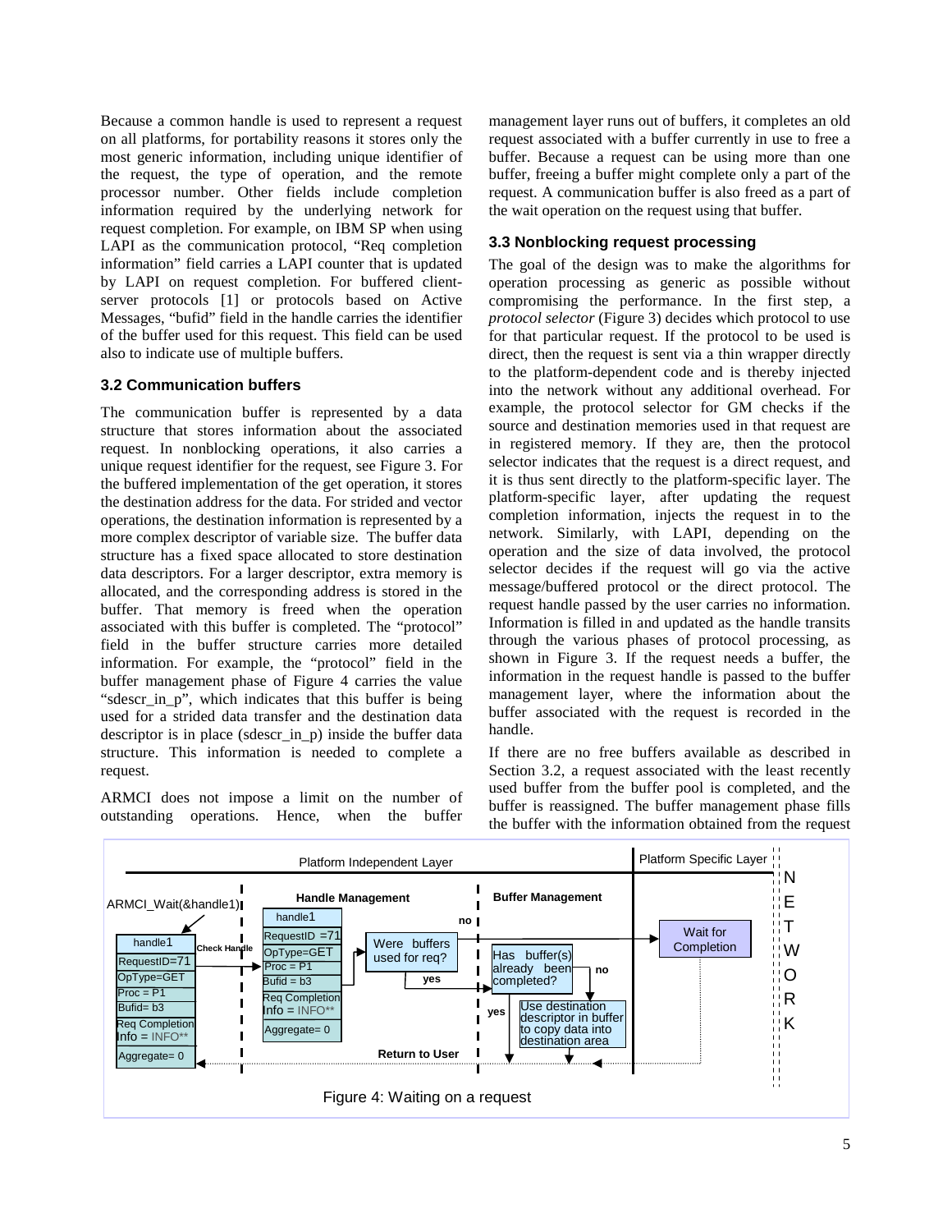Because a common handle is used to represent a request on all platforms, for portability reasons it stores only the most generic information, including unique identifier of the request, the type of operation, and the remote processor number. Other fields include completion information required by the underlying network for request completion. For example, on IBM SP when using LAPI as the communication protocol, "Req completion information" field carries a LAPI counter that is updated by LAPI on request completion. For buffered client-server protocols [1] or protocols based on Active Messages, "bufid" field in the handle carries the identifier of the buffer used for this request. This field can be used also to indicate use of multiple buffers.

### 3.2 Communication buffers

The communication buffer is represented by a data structure that stores information about the associated request. In nonblocking operations, it also carries a unique request identifier for the request, see Figure 3. For the buffered implementation of the get operation, it stores the destination address for the data. For strided and vector operations, the destination information is represented by a more complex descriptor of variable size. The buffer data structure has a fixed space allocated to store destination data descriptors. For a larger descriptor, extra memory is allocated, and the corresponding address is stored in the buffer. That memory is freed when the operation associated with this buffer is completed. The "protocol" field in the buffer structure carries more detailed information. For example, the "protocol" field in the buffer management phase of Figure 4 carries the value "sdescr_in_p", which indicates that this buffer is being used for a strided data transfer and the destination data descriptor is in place (sdescr_in_p) inside the buffer data structure. This information is needed to complete a request.

ARMCI does not impose a limit on the number of outstanding operations. Hence, when the buffer management layer runs out of buffers, it completes an old request associated with a buffer currently in use to free a buffer. Because a request can be using more than one buffer, freeing a buffer might complete only a part of the request. A communication buffer is also freed as a part of the wait operation on the request using that buffer.

### 3.3 Nonblocking request processing

The goal of the design was to make the algorithms for operation processing as generic as possible without compromising the performance. In the first step, a *protocol selector* (Figure 3) decides which protocol to use for that particular request. If the protocol to be used is direct, then the request is sent via a thin wrapper directly to the platform-dependent code and is thereby injected into the network without any additional overhead. For example, the protocol selector for GM checks if the source and destination memories used in that request are in registered memory. If they are, then the protocol selector indicates that the request is a direct request, and it is thus sent directly to the platform-specific layer. The platform-specific layer, after updating the request completion information, injects the request in to the network. Similarly, with LAPI, depending on the operation and the size of data involved, the protocol selector decides if the request will go via the active message/buffered protocol or the direct protocol. The request handle passed by the user carries no information. Information is filled in and updated as the handle transits through the various phases of protocol processing, as shown in Figure 3. If the request needs a buffer, the information in the request handle is passed to the buffer management layer, where the information about the buffer associated with the request is recorded in the handle.

If there are no free buffers available as described in Section 3.2, a request associated with the least recently used buffer from the buffer pool is completed, and the buffer is reassigned. The buffer management phase fills the buffer with the information obtained from the request

Figure 4: Waiting on a request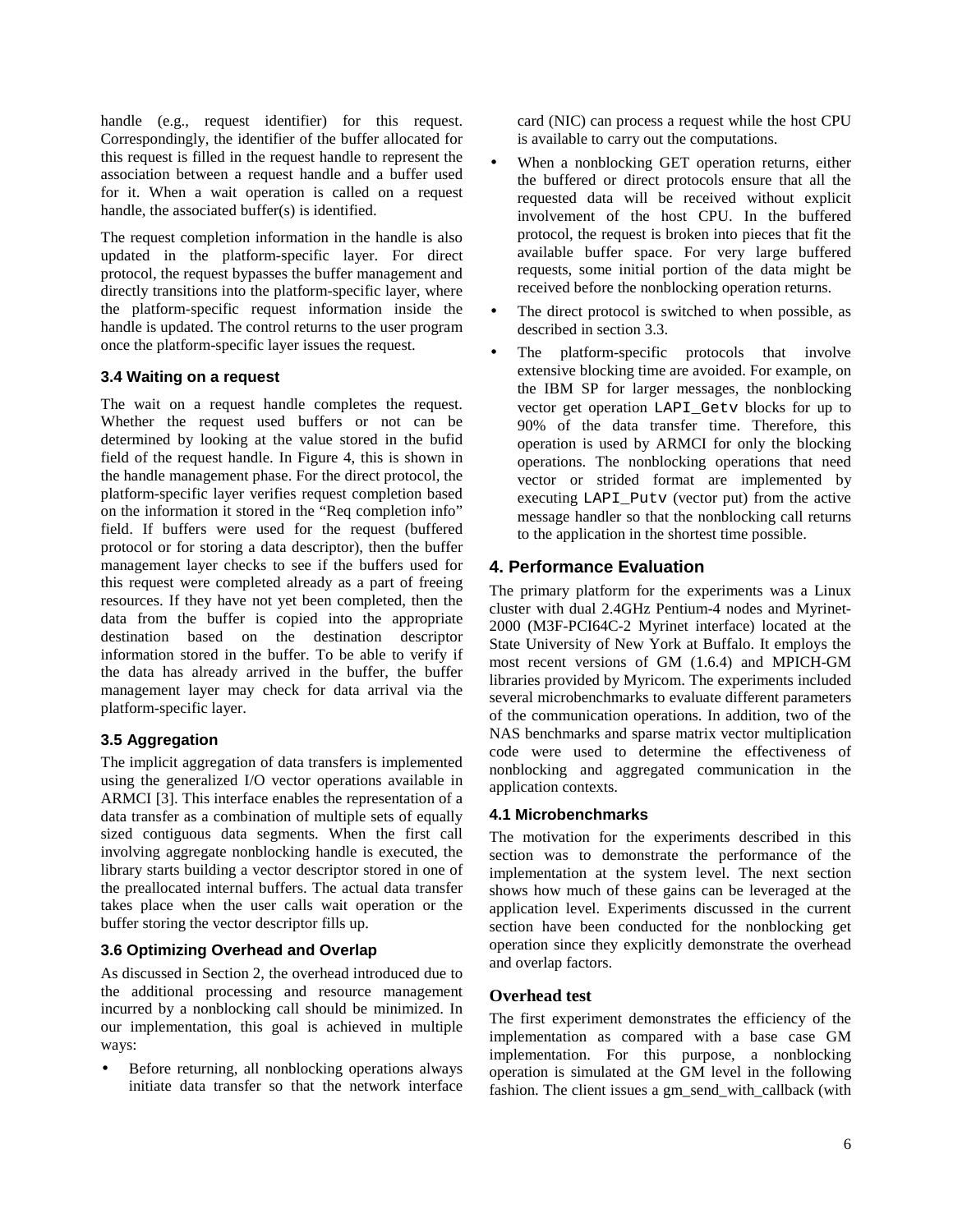handle (e.g., request identifier) for this request. Correspondingly, the identifier of the buffer allocated for this request is filled in the request handle to represent the association between a request handle and a buffer used for it. When a wait operation is called on a request handle, the associated buffer(s) is identified.

The request completion information in the handle is also updated in the platform-specific layer. For direct protocol, the request bypasses the buffer management and directly transitions into the platform-specific layer, where the platform-specific request information inside the handle is updated. The control returns to the user program once the platform-specific layer issues the request.

### 3.4 Waiting on a request

The wait on a request handle completes the request. Whether the request used buffers or not can be determined by looking at the value stored in the bufid field of the request handle. In Figure 4, this is shown in the handle management phase. For the direct protocol, the platform-specific layer verifies request completion based on the information it stored in the "Req completion info" field. If buffers were used for the request (buffered protocol or for storing a data descriptor), then the buffer management layer checks to see if the buffers used for this request were completed already as a part of freeing resources. If they have not yet been completed, then the data from the buffer is copied into the appropriate destination based on the destination descriptor information stored in the buffer. To be able to verify if the data has already arrived in the buffer, the buffer management layer may check for data arrival via the platform-specific layer.

### 3.5 Aggregation

The implicit aggregation of data transfers is implemented using the generalized I/O vector operations available in ARMCI [3]. This interface enables the representation of a data transfer as a combination of multiple sets of equally sized contiguous data segments. When the first call involving aggregate nonblocking handle is executed, the library starts building a vector descriptor stored in one of the preallocated internal buffers. The actual data transfer takes place when the user calls wait operation or the buffer storing the vector descriptor fills up.

### 3.6 Optimizing Overhead and Overlap

As discussed in Section 2, the overhead introduced due to the additional processing and resource management incurred by a nonblocking call should be minimized. In our implementation, this goal is achieved in multiple ways:

- Before returning, all nonblocking operations always initiate data transfer so that the network interface card (NIC) can process a request while the host CPU is available to carry out the computations.
- When a nonblocking GET operation returns, either the buffered or direct protocols ensure that all the requested data will be received without explicit involvement of the host CPU. In the buffered protocol, the request is broken into pieces that fit the available buffer space. For very large buffered requests, some initial portion of the data might be received before the nonblocking operation returns.
- The direct protocol is switched to when possible, as described in section 3.3.
- The platform-specific protocols that involve extensive blocking time are avoided. For example, on the IBM SP for larger messages, the nonblocking vector get operation `LAPI_Getv` blocks for up to 90% of the data transfer time. Therefore, this operation is used by ARMCI for only the blocking operations. The nonblocking operations that need vector or strided format are implemented by executing `LAPI_Putv` (vector put) from the active message handler so that the nonblocking call returns to the application in the shortest time possible.

## 4. Performance Evaluation

The primary platform for the experiments was a Linux cluster with dual 2.4GHz Pentium-4 nodes and Myrinet-2000 (M3F-PCI64C-2 Myrinet interface) located at the State University of New York at Buffalo. It employs the most recent versions of GM (1.6.4) and MPICH-GM libraries provided by Myricom. The experiments included several microbenchmarks to evaluate different parameters of the communication operations. In addition, two of the NAS benchmarks and sparse matrix vector multiplication code were used to determine the effectiveness of nonblocking and aggregated communication in the application contexts.

### 4.1 Microbenchmarks

The motivation for the experiments described in this section was to demonstrate the performance of the implementation at the system level. The next section shows how much of these gains can be leveraged at the application level. Experiments discussed in the current section have been conducted for the nonblocking get operation since they explicitly demonstrate the overhead and overlap factors.

#### Overhead test

The first experiment demonstrates the efficiency of the implementation as compared with a base case GM implementation. For this purpose, a nonblocking operation is simulated at the GM level in the following fashion. The client issues a gm_send_with_callback (with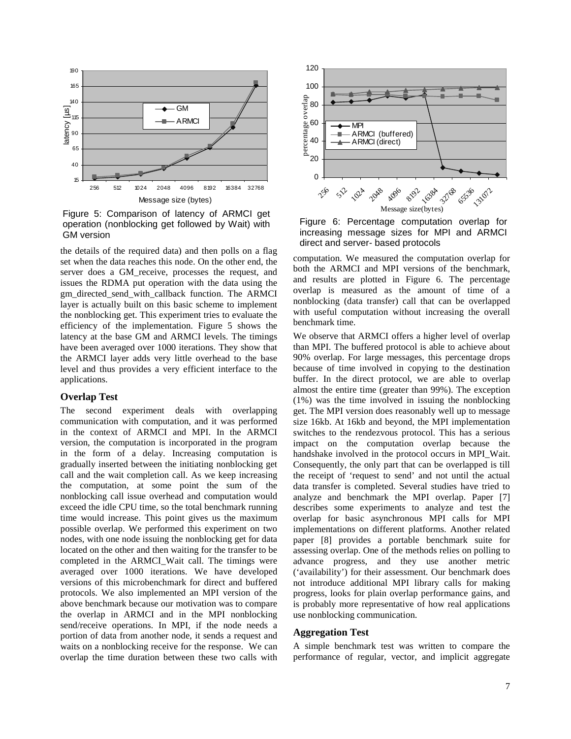Figure 5: Comparison of latency of ARMCI get operation (nonblocking get followed by Wait) with GM version

Figure 6: Percentage computation overlap for increasing message sizes for MPI and ARMCI direct and server- based protocols

the details of the required data) and then polls on a flag set when the data reaches this node. On the other end, the server does a GM_receive, processes the request, and issues the RDMA put operation with the data using the gm_directed_send_with_callback function. The ARMCI layer is actually built on this basic scheme to implement the nonblocking get. This experiment tries to evaluate the efficiency of the implementation. Figure 5 shows the latency at the base GM and ARMCI levels. The timings have been averaged over 1000 iterations. They show that the ARMCI layer adds very little overhead to the base level and thus provides a very efficient interface to the applications.

### Overlap Test

The second experiment deals with overlapping communication with computation, and it was performed in the context of ARMCI and MPI. In the ARMCI version, the computation is incorporated in the program in the form of a delay. Increasing computation is gradually inserted between the initiating nonblocking get call and the wait completion call. As we keep increasing the computation, at some point the sum of the nonblocking call issue overhead and computation would exceed the idle CPU time, so the total benchmark running time would increase. This point gives us the maximum possible overlap. We performed this experiment on two nodes, with one node issuing the nonblocking get for data located on the other and then waiting for the transfer to be completed in the ARMCI_Wait call. The timings were averaged over 1000 iterations. We have developed versions of this microbenchmark for direct and buffered protocols. We also implemented an MPI version of the above benchmark because our motivation was to compare the overlap in ARMCI and in the MPI nonblocking send/receive operations. In MPI, if the node needs a portion of data from another node, it sends a request and waits on a nonblocking receive for the response. We can overlap the time duration between these two calls with computation. We measured the computation overlap for both the ARMCI and MPI versions of the benchmark, and results are plotted in Figure 6. The percentage overlap is measured as the amount of time of a nonblocking (data transfer) call that can be overlapped with useful computation without increasing the overall benchmark time.

We observe that ARMCI offers a higher level of overlap than MPI. The buffered protocol is able to achieve about 90% overlap. For large messages, this percentage drops because of time involved in copying to the destination buffer. In the direct protocol, we are able to overlap almost the entire time (greater than 99%). The exception (1%) was the time involved in issuing the nonblocking get. The MPI version does reasonably well up to message size 16kb. At 16kb and beyond, the MPI implementation switches to the rendezvous protocol. This has a serious impact on the computation overlap because the handshake involved in the protocol occurs in MPI_Wait. Consequently, the only part that can be overlapped is till the receipt of 'request to send' and not until the actual data transfer is completed. Several studies have tried to analyze and benchmark the MPI overlap. Paper [7] describes some experiments to analyze and test the overlap for basic asynchronous MPI calls for MPI implementations on different platforms. Another related paper [8] provides a portable benchmark suite for assessing overlap. One of the methods relies on polling to advance progress, and they use another metric ('availability') for their assessment. Our benchmark does not introduce additional MPI library calls for making progress, looks for plain overlap performance gains, and is probably more representative of how real applications use nonblocking communication.

### Aggregation Test

A simple benchmark test was written to compare the performance of regular, vector, and implicit aggregate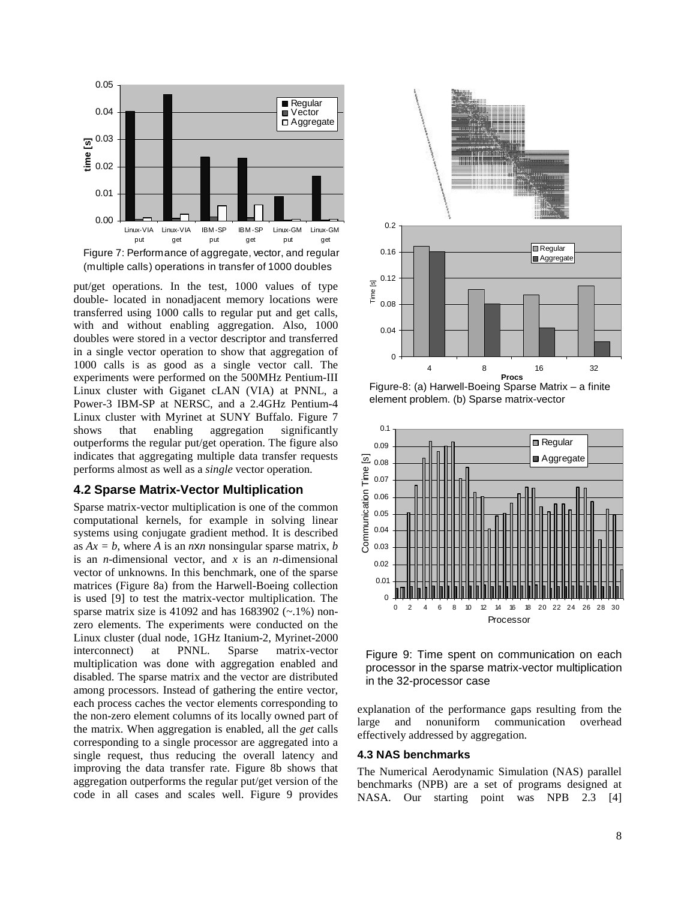Figure 7: Performance of aggregate, vector, and regular (multiple calls) operations in transfer of 1000 doubles

put/get operations. In the test, 1000 values of type double- located in nonadjacent memory locations were transferred using 1000 calls to regular put and get calls, with and without enabling aggregation. Also, 1000 doubles were stored in a vector descriptor and transferred in a single vector operation to show that aggregation of 1000 calls is as good as a single vector call. The experiments were performed on the 500MHz Pentium-III Linux cluster with Giganet cLAN (VIA) at PNNL, a Power-3 IBM-SP at NERSC, and a 2.4GHz Pentium-4 Linux cluster with Myrinet at SUNY Buffalo. Figure 7 shows that enabling aggregation significantly outperforms the regular put/get operation. The figure also indicates that aggregating multiple data transfer requests performs almost as well as a *single* vector operation.

### 4.2 Sparse Matrix-Vector Multiplication

Sparse matrix-vector multiplication is one of the common computational kernels, for example in solving linear systems using conjugate gradient method. It is described as $Ax = b$, where $A$ is an $n$x$n$ nonsingular sparse matrix, $b$ is an $n$-dimensional vector, and $x$ is an $n$-dimensional vector of unknowns. In this benchmark, one of the sparse matrices (Figure 8a) from the Harwell-Boeing collection is used [9] to test the matrix-vector multiplication. The sparse matrix size is 41092 and has 1683902 (~.1%) non-zero elements. The experiments were conducted on the Linux cluster (dual node, 1GHz Itanium-2, Myrinet-2000 interconnect) at PNNL. Sparse matrix-vector multiplication was done with aggregation enabled and disabled. The sparse matrix and the vector are distributed among processors. Instead of gathering the entire vector, each process caches the vector elements corresponding to the non-zero element columns of its locally owned part of the matrix. When aggregation is enabled, all the *get* calls corresponding to a single processor are aggregated into a single request, thus reducing the overall latency and improving the data transfer rate. Figure 8b shows that aggregation outperforms the regular put/get version of the code in all cases and scales well. Figure 9 provides explanation of the performance gaps resulting from the large and nonuniform communication overhead effectively addressed by aggregation.

Figure-8: (a) Harwell-Boeing Sparse Matrix – a finite element problem. (b) Sparse matrix-vector

Figure 9: Time spent on communication on each processor in the sparse matrix-vector multiplication in the 32-processor case

### 4.3 NAS benchmarks

The Numerical Aerodynamic Simulation (NAS) parallel benchmarks (NPB) are a set of programs designed at NASA. Our starting point was NPB 2.3 [4]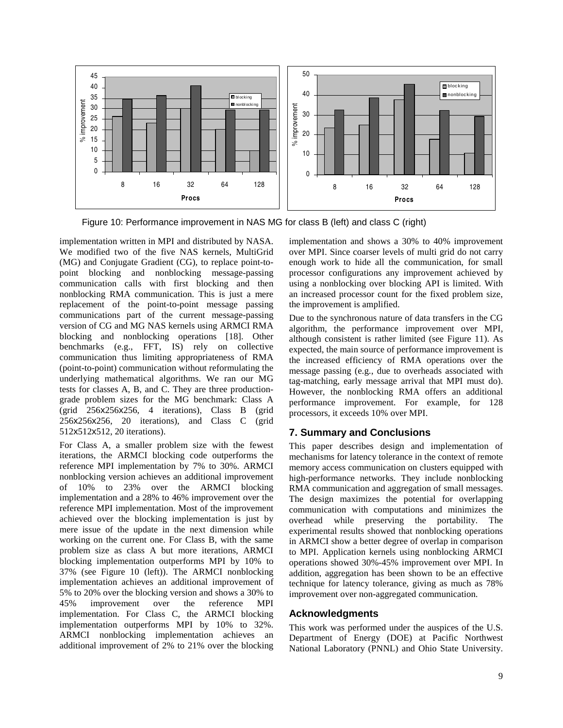Figure 10: Performance improvement in NAS MG for class B (left) and class C (right)

implementation written in MPI and distributed by NASA. We modified two of the five NAS kernels, MultiGrid (MG) and Conjugate Gradient (CG), to replace point-to-point blocking and nonblocking message-passing communication calls with first blocking and then nonblocking RMA communication. This is just a mere replacement of the point-to-point message passing communications part of the current message-passing version of CG and MG NAS kernels using ARMCI RMA blocking and nonblocking operations [18]. Other benchmarks (e.g., FFT, IS) rely on collective communication thus limiting appropriateness of RMA (point-to-point) communication without reformulating the underlying mathematical algorithms. We ran our MG tests for classes A, B, and C. They are three production-grade problem sizes for the MG benchmark: Class A (grid 256x256x256, 4 iterations), Class B (grid 256x256x256, 20 iterations), and Class C (grid 512x512x512, 20 iterations).

For Class A, a smaller problem size with the fewest iterations, the ARMCI blocking code outperforms the reference MPI implementation by 7% to 30%. ARMCI nonblocking version achieves an additional improvement of 10% to 23% over the ARMCI blocking implementation and a 28% to 46% improvement over the reference MPI implementation. Most of the improvement achieved over the blocking implementation is just by mere issue of the update in the next dimension while working on the current one. For Class B, with the same problem size as class A but more iterations, ARMCI blocking implementation outperforms MPI by 10% to 37% (see Figure 10 (left)). The ARMCI nonblocking implementation achieves an additional improvement of 5% to 20% over the blocking version and shows a 30% to 45% improvement over the reference MPI implementation. For Class C, the ARMCI blocking implementation outperforms MPI by 10% to 32%. ARMCI nonblocking implementation achieves an additional improvement of 2% to 21% over the blocking implementation and shows a 30% to 40% improvement over MPI. Since coarser levels of multi grid do not carry enough work to hide all the communication, for small processor configurations any improvement achieved by using a nonblocking over blocking API is limited. With an increased processor count for the fixed problem size, the improvement is amplified.

Due to the synchronous nature of data transfers in the CG algorithm, the performance improvement over MPI, although consistent is rather limited (see Figure 11). As expected, the main source of performance improvement is the increased efficiency of RMA operations over the message passing (e.g., due to overheads associated with tag-matching, early message arrival that MPI must do). However, the nonblocking RMA offers an additional performance improvement. For example, for 128 processors, it exceeds 10% over MPI.

## 7. Summary and Conclusions

This paper describes design and implementation of mechanisms for latency tolerance in the context of remote memory access communication on clusters equipped with high-performance networks. They include nonblocking RMA communication and aggregation of small messages. The design maximizes the potential for overlapping communication with computations and minimizes the overhead while preserving the portability. The experimental results showed that nonblocking operations in ARMCI show a better degree of overlap in comparison to MPI. Application kernels using nonblocking ARMCI operations showed 30%-45% improvement over MPI. In addition, aggregation has been shown to be an effective technique for latency tolerance, giving as much as 78% improvement over non-aggregated communication.

## Acknowledgments

This work was performed under the auspices of the U.S. Department of Energy (DOE) at Pacific Northwest National Laboratory (PNNL) and Ohio State University.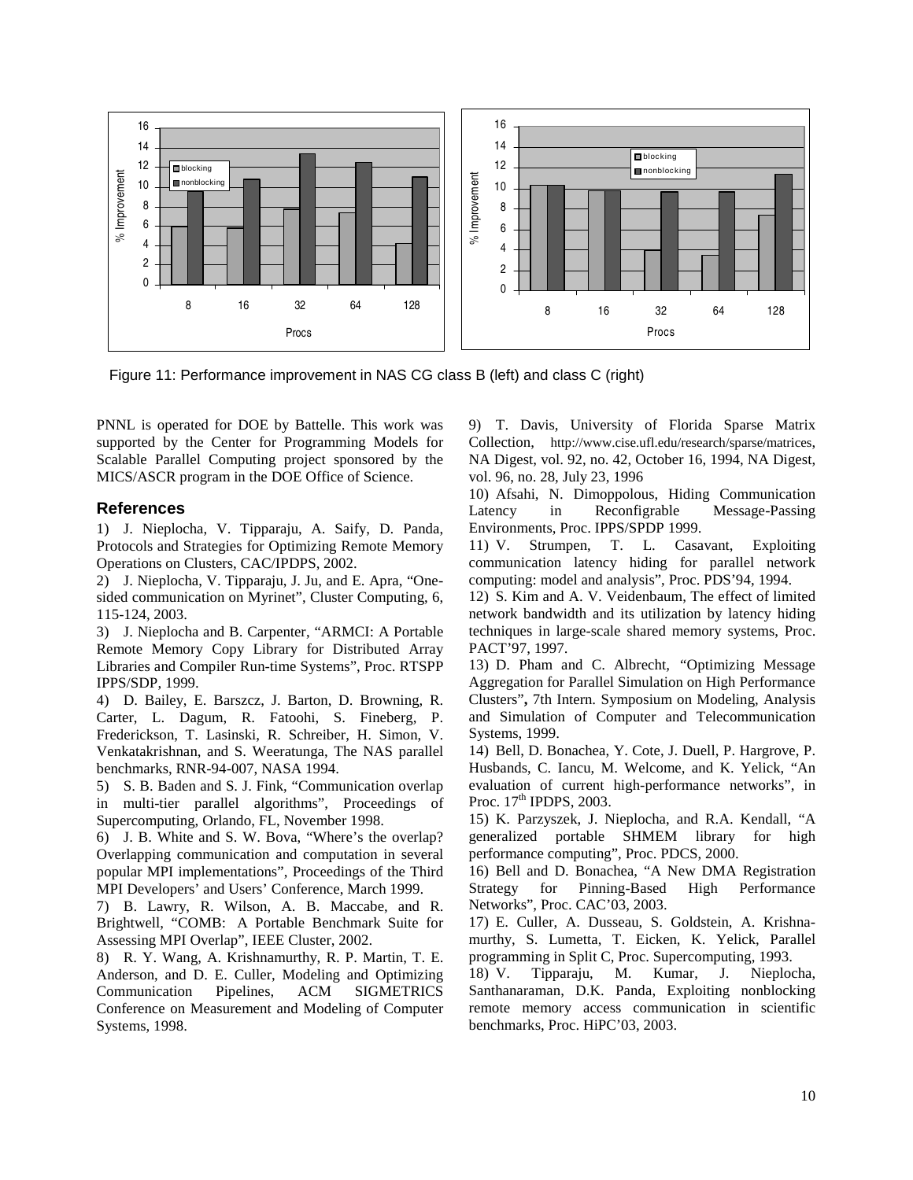16
14
12
10
8
6
4
2
0

% Improvement

blocking
nonblocking

8 16 32 64 128

Procs

16
14
12
10
8
6
4
2
0

% Improvement

blocking
nonblocking

8 16 32 64 128

Procs

Figure 11: Performance improvement in NAS CG class B (left) and class C (right)

PNNL is operated for DOE by Battelle. This work was supported by the Center for Programming Models for Scalable Parallel Computing project sponsored by the MICS/ASCR program in the DOE Office of Science.

## References

1) J. Nieplocha, V. Tipparaju, A. Saify, D. Panda, Protocols and Strategies for Optimizing Remote Memory Operations on Clusters, CAC/IPDPS, 2002.

2) J. Nieplocha, V. Tipparaju, J. Ju, and E. Apra, "One-sided communication on Myrinet", Cluster Computing, 6, 115-124, 2003.

3) J. Nieplocha and B. Carpenter, "ARMCI: A Portable Remote Memory Copy Library for Distributed Array Libraries and Compiler Run-time Systems", Proc. RTSPP IPPS/SDP, 1999.

4) D. Bailey, E. Barszcz, J. Barton, D. Browning, R. Carter, L. Dagum, R. Fatoohi, S. Fineberg, P. Frederickson, T. Lasinski, R. Schreiber, H. Simon, V. Venkatakrishnan, and S. Weeratunga, The NAS parallel benchmarks, RNR-94-007, NASA 1994.

5) S. B. Baden and S. J. Fink, "Communication overlap in multi-tier parallel algorithms", Proceedings of Supercomputing, Orlando, FL, November 1998.

6) J. B. White and S. W. Bova, "Where's the overlap? Overlapping communication and computation in several popular MPI implementations", Proceedings of the Third MPI Developers' and Users' Conference, March 1999.

7) B. Lawry, R. Wilson, A. B. Maccabe, and R. Brightwell, "COMB: A Portable Benchmark Suite for Assessing MPI Overlap", IEEE Cluster, 2002.

8) R. Y. Wang, A. Krishnamurthy, R. P. Martin, T. E. Anderson, and D. E. Culler, Modeling and Optimizing Communication Pipelines, ACM SIGMETRICS Conference on Measurement and Modeling of Computer Systems, 1998.

9) T. Davis, University of Florida Sparse Matrix Collection, http://www.cise.ufl.edu/research/sparse/matrices, NA Digest, vol. 92, no. 42, October 16, 1994, NA Digest, vol. 96, no. 28, July 23, 1996

10) Afsahi, N. Dimoppolous, Hiding Communication Latency in Reconfigrable Message-Passing Environments, Proc. IPPS/SPDP 1999.

11) V. Strumpen, T. L. Casavant, Exploiting communication latency hiding for parallel network computing: model and analysis", Proc. PDS'94, 1994.

12) S. Kim and A. V. Veidenbaum, The effect of limited network bandwidth and its utilization by latency hiding techniques in large-scale shared memory systems, Proc. PACT'97, 1997.

13) D. Pham and C. Albrecht, "Optimizing Message Aggregation for Parallel Simulation on High Performance Clusters", 7th Intern. Symposium on Modeling, Analysis and Simulation of Computer and Telecommunication Systems, 1999.

14) Bell, D. Bonachea, Y. Cote, J. Duell, P. Hargrove, P. Husbands, C. Iancu, M. Welcome, and K. Yelick, "An evaluation of current high-performance networks", in Proc. 17th IPDPS, 2003.

15) K. Parzyszek, J. Nieplocha, and R.A. Kendall, "A generalized portable SHMEM library for high performance computing", Proc. PDCS, 2000.

16) Bell and D. Bonachea, "A New DMA Registration Strategy for Pinning-Based High Performance Networks", Proc. CAC'03, 2003.

17) E. Culler, A. Dusseau, S. Goldstein, A. Krishna-murthy, S. Lumetta, T. Eicken, K. Yelick, Parallel programming in Split C, Proc. Supercomputing, 1993.

18) V. Tipparaju, M. Kumar, J. Nieplocha, Santhanaraman, D.K. Panda, Exploiting nonblocking remote memory access communication in scientific benchmarks, Proc. HiPC'03, 2003.